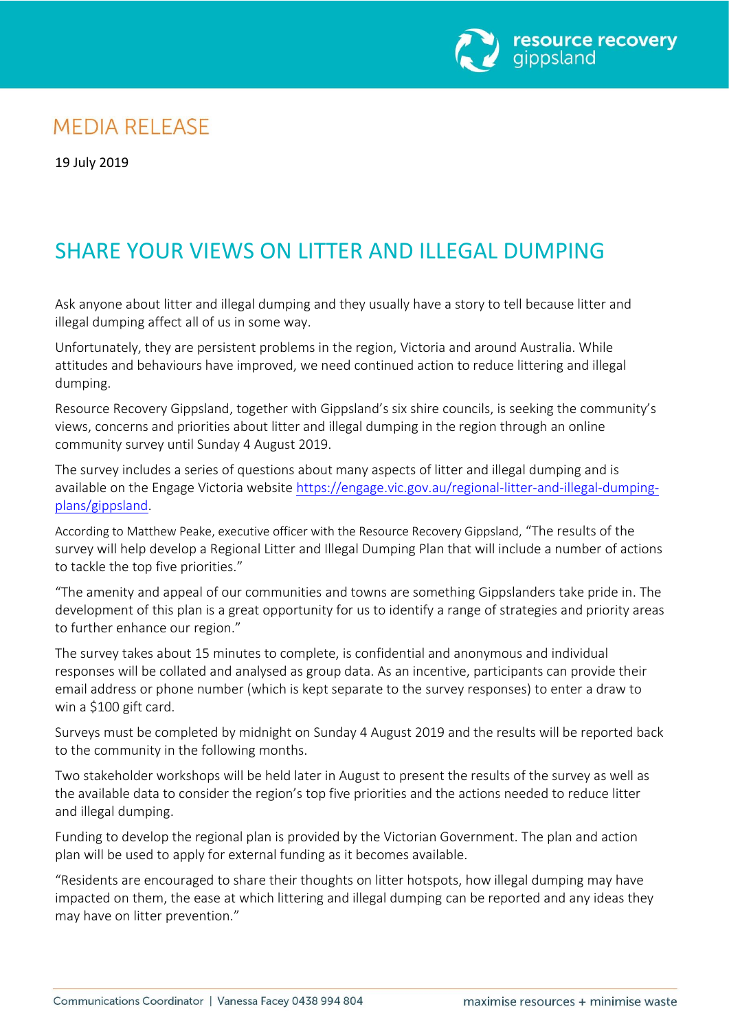MEDIA RELEASE

19 July 2019

# SHARE YOUR VIEWS ON LITTER AND ILLEGAL DUMPING

Ask anyone about litter and illegal dumping and they usually have a story to tell because litter and illegal dumping affect all of us in some way.

Unfortunately, they are persistent problems in the region, Victoria and around Australia. While attitudes and behaviours have improved, we need continued action to reduce littering and illegal dumping.

Resource Recovery Gippsland, together with Gippsland's six shire councils, is seeking the community's views, concerns and priorities about litter and illegal dumping in the region through an online community survey until Sunday 4 August 2019.

The survey includes a series of questions about many aspects of litter and illegal dumping and is available on the Engage Victoria website https://engage.vic.gov.au/regional-litter-and-illegal-dumping-plans/gippsland.

According to Matthew Peake, executive officer with the Resource Recovery Gippsland, "The results of the survey will help develop a Regional Litter and Illegal Dumping Plan that will include a number of actions to tackle the top five priorities."

"The amenity and appeal of our communities and towns are something Gippslanders take pride in. The development of this plan is a great opportunity for us to identify a range of strategies and priority areas to further enhance our region."

The survey takes about 15 minutes to complete, is confidential and anonymous and individual responses will be collated and analysed as group data. As an incentive, participants can provide their email address or phone number (which is kept separate to the survey responses) to enter a draw to win a $100 gift card.

Surveys must be completed by midnight on Sunday 4 August 2019 and the results will be reported back to the community in the following months.

Two stakeholder workshops will be held later in August to present the results of the survey as well as the available data to consider the region's top five priorities and the actions needed to reduce litter and illegal dumping.

Funding to develop the regional plan is provided by the Victorian Government. The plan and action plan will be used to apply for external funding as it becomes available.

"Residents are encouraged to share their thoughts on litter hotspots, how illegal dumping may have impacted on them, the ease at which littering and illegal dumping can be reported and any ideas they may have on litter prevention."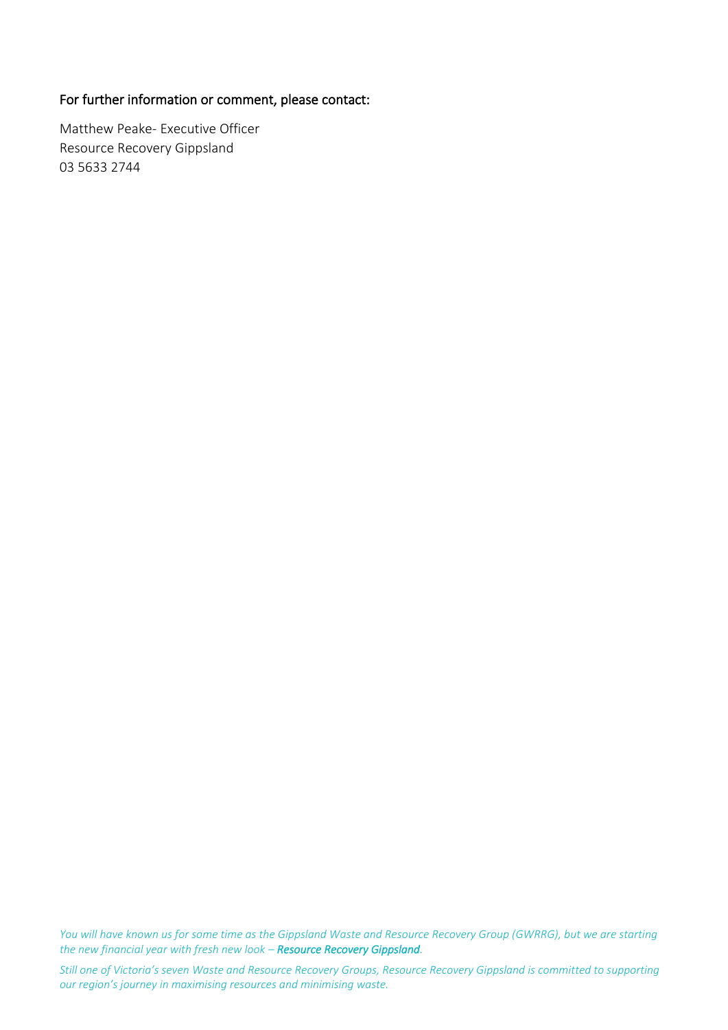For further information or comment, please contact:

Matthew Peake- Executive Officer
Resource Recovery Gippsland
03 5633 2744

*You will have known us for some time as the Gippsland Waste and Resource Recovery Group (GWRRG), but we are starting the new financial year with fresh new look – **Resource Recovery Gippsland**.*

*Still one of Victoria's seven Waste and Resource Recovery Groups, Resource Recovery Gippsland is committed to supporting our region's journey in maximising resources and minimising waste.*